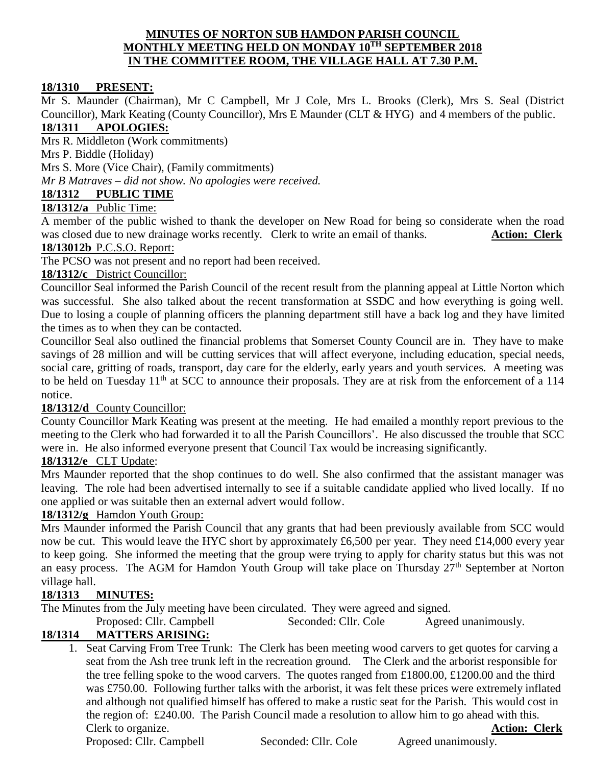# MINUTES OF NORTON SUB HAMDON PARISH COUNCIL MONTHLY MEETING HELD ON MONDAY 10TH SEPTEMBER 2018 IN THE COMMITTEE ROOM, THE VILLAGE HALL AT 7.30 P.M.

## 18/1310 PRESENT:

Mr S. Maunder (Chairman), Mr C Campbell, Mr J Cole, Mrs L. Brooks (Clerk), Mrs S. Seal (District Councillor), Mark Keating (County Councillor), Mrs E Maunder (CLT & HYG) and 4 members of the public.

## 18/1311 APOLOGIES:

Mrs R. Middleton (Work commitments)
Mrs P. Biddle (Holiday)
Mrs S. More (Vice Chair), (Family commitments)
*Mr B Matraves – did not show. No apologies were received.*

## 18/1312 PUBLIC TIME

**18/1312/a** Public Time:

A member of the public wished to thank the developer on New Road for being so considerate when the road was closed due to new drainage works recently. Clerk to write an email of thanks. **Action: Clerk**

**18/13012b** P.C.S.O. Report:

The PCSO was not present and no report had been received.

**18/1312/c** District Councillor:

Councillor Seal informed the Parish Council of the recent result from the planning appeal at Little Norton which was successful. She also talked about the recent transformation at SSDC and how everything is going well. Due to losing a couple of planning officers the planning department still have a back log and they have limited the times as to when they can be contacted.

Councillor Seal also outlined the financial problems that Somerset County Council are in. They have to make savings of 28 million and will be cutting services that will affect everyone, including education, special needs, social care, gritting of roads, transport, day care for the elderly, early years and youth services. A meeting was to be held on Tuesday 11th at SCC to announce their proposals. They are at risk from the enforcement of a 114 notice.

**18/1312/d** County Councillor:

County Councillor Mark Keating was present at the meeting. He had emailed a monthly report previous to the meeting to the Clerk who had forwarded it to all the Parish Councillors'. He also discussed the trouble that SCC were in. He also informed everyone present that Council Tax would be increasing significantly.

**18/1312/e** CLT Update:

Mrs Maunder reported that the shop continues to do well. She also confirmed that the assistant manager was leaving. The role had been advertised internally to see if a suitable candidate applied who lived locally. If no one applied or was suitable then an external advert would follow.

**18/1312/g** Hamdon Youth Group:

Mrs Maunder informed the Parish Council that any grants that had been previously available from SCC would now be cut. This would leave the HYC short by approximately £6,500 per year. They need £14,000 every year to keep going. She informed the meeting that the group were trying to apply for charity status but this was not an easy process. The AGM for Hamdon Youth Group will take place on Thursday 27th September at Norton village hall.

## 18/1313 MINUTES:

The Minutes from the July meeting have been circulated. They were agreed and signed.

Proposed: Cllr. Campbell Seconded: Cllr. Cole Agreed unanimously.

## 18/1314 MATTERS ARISING:

1. Seat Carving From Tree Trunk: The Clerk has been meeting wood carvers to get quotes for carving a seat from the Ash tree trunk left in the recreation ground. The Clerk and the arborist responsible for the tree felling spoke to the wood carvers. The quotes ranged from £1800.00, £1200.00 and the third was £750.00. Following further talks with the arborist, it was felt these prices were extremely inflated and although not qualified himself has offered to make a rustic seat for the Parish. This would cost in the region of: £240.00. The Parish Council made a resolution to allow him to go ahead with this. Clerk to organize. **Action: Clerk**

   Proposed: Cllr. Campbell Seconded: Cllr. Cole Agreed unanimously.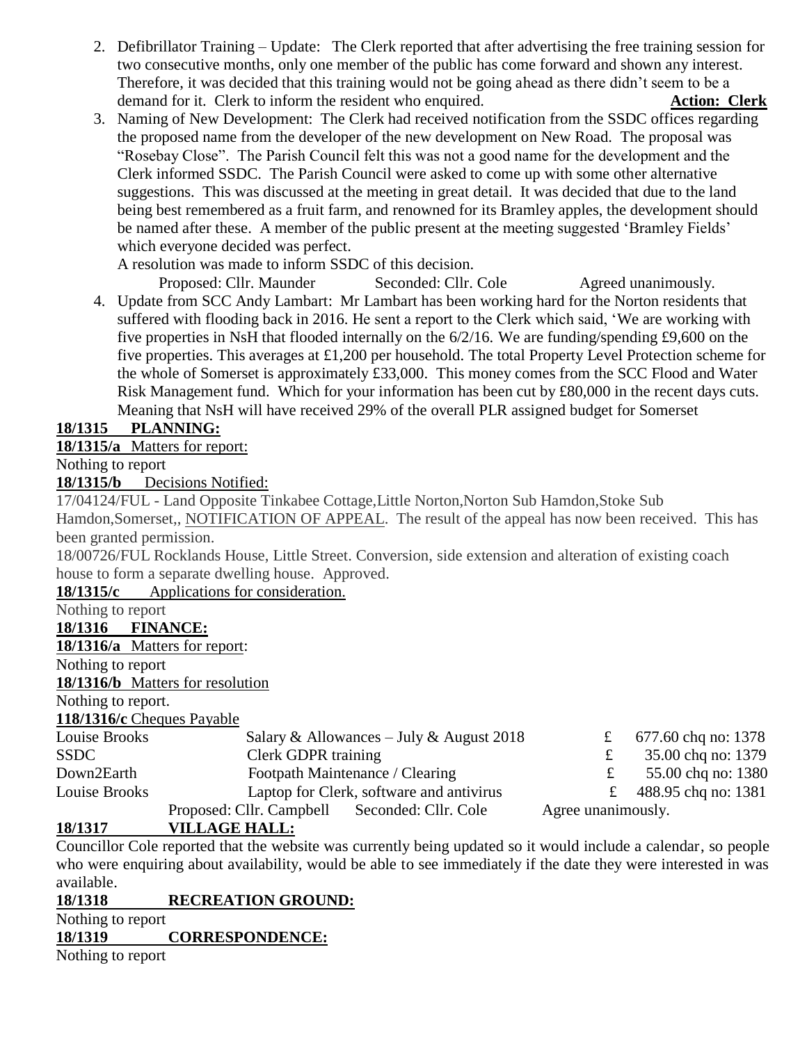2. Defibrillator Training – Update: The Clerk reported that after advertising the free training session for two consecutive months, only one member of the public has come forward and shown any interest. Therefore, it was decided that this training would not be going ahead as there didn't seem to be a demand for it. Clerk to inform the resident who enquired. **Action: Clerk**
3. Naming of New Development: The Clerk had received notification from the SSDC offices regarding the proposed name from the developer of the new development on New Road. The proposal was "Rosebay Close". The Parish Council felt this was not a good name for the development and the Clerk informed SSDC. The Parish Council were asked to come up with some other alternative suggestions. This was discussed at the meeting in great detail. It was decided that due to the land being best remembered as a fruit farm, and renowned for its Bramley apples, the development should be named after these. A member of the public present at the meeting suggested 'Bramley Fields' which everyone decided was perfect.

   A resolution was made to inform SSDC of this decision.

   Proposed: Cllr. Maunder Seconded: Cllr. Cole Agreed unanimously.
4. Update from SCC Andy Lambart: Mr Lambart has been working hard for the Norton residents that suffered with flooding back in 2016. He sent a report to the Clerk which said, 'We are working with five properties in NsH that flooded internally on the 6/2/16. We are funding/spending £9,600 on the five properties. This averages at £1,200 per household. The total Property Level Protection scheme for the whole of Somerset is approximately £33,000. This money comes from the SCC Flood and Water Risk Management fund. Which for your information has been cut by £80,000 in the recent days cuts. Meaning that NsH will have received 29% of the overall PLR assigned budget for Somerset

**18/1315 PLANNING:**

**18/1315/a** Matters for report:

Nothing to report

**18/1315/b** Decisions Notified:

17/04124/FUL - Land Opposite Tinkabee Cottage,Little Norton,Norton Sub Hamdon,Stoke Sub Hamdon,Somerset,, NOTIFICATION OF APPEAL. The result of the appeal has now been received. This has been granted permission.

18/00726/FUL Rocklands House, Little Street. Conversion, side extension and alteration of existing coach house to form a separate dwelling house. Approved.

**18/1315/c** Applications for consideration.

Nothing to report

**18/1316 FINANCE:**

**18/1316/a** Matters for report:

Nothing to report

**18/1316/b** Matters for resolution

Nothing to report.

**118/1316/c** Cheques Payable

| | | | |
|---|---|---|---|
| Louise Brooks | Salary & Allowances – July & August 2018 | £ | 677.60 chq no: 1378 |
| SSDC | Clerk GDPR training | £ | 35.00 chq no: 1379 |
| Down2Earth | Footpath Maintenance / Clearing | £ | 55.00 chq no: 1380 |
| Louise Brooks | Laptop for Clerk, software and antivirus | £ | 488.95 chq no: 1381 |

Proposed: Cllr. Campbell Seconded: Cllr. Cole Agree unanimously.

**18/1317 VILLAGE HALL:**

Councillor Cole reported that the website was currently being updated so it would include a calendar, so people who were enquiring about availability, would be able to see immediately if the date they were interested in was available.

**18/1318 RECREATION GROUND:**

Nothing to report

**18/1319 CORRESPONDENCE:**

Nothing to report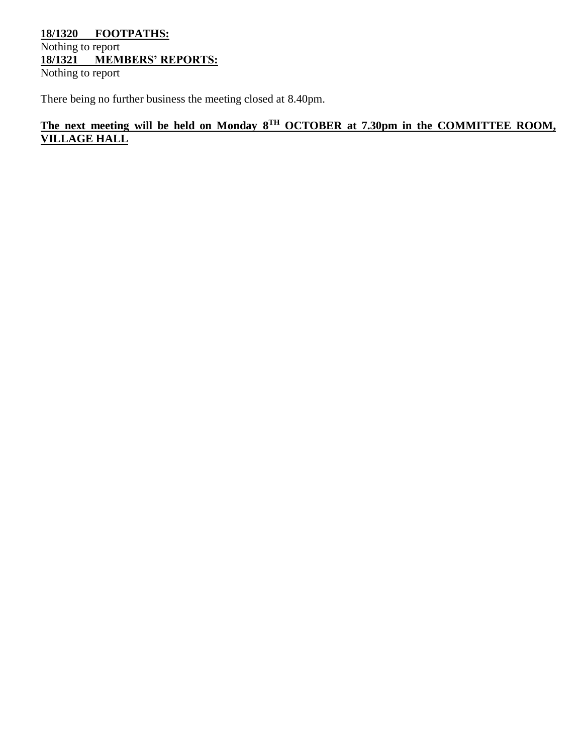**18/1320 FOOTPATHS:**

Nothing to report

**18/1321 MEMBERS' REPORTS:**

Nothing to report

There being no further business the meeting closed at 8.40pm.

**The next meeting will be held on Monday 8$^{TH}$ OCTOBER at 7.30pm in the COMMITTEE ROOM, VILLAGE HALL**